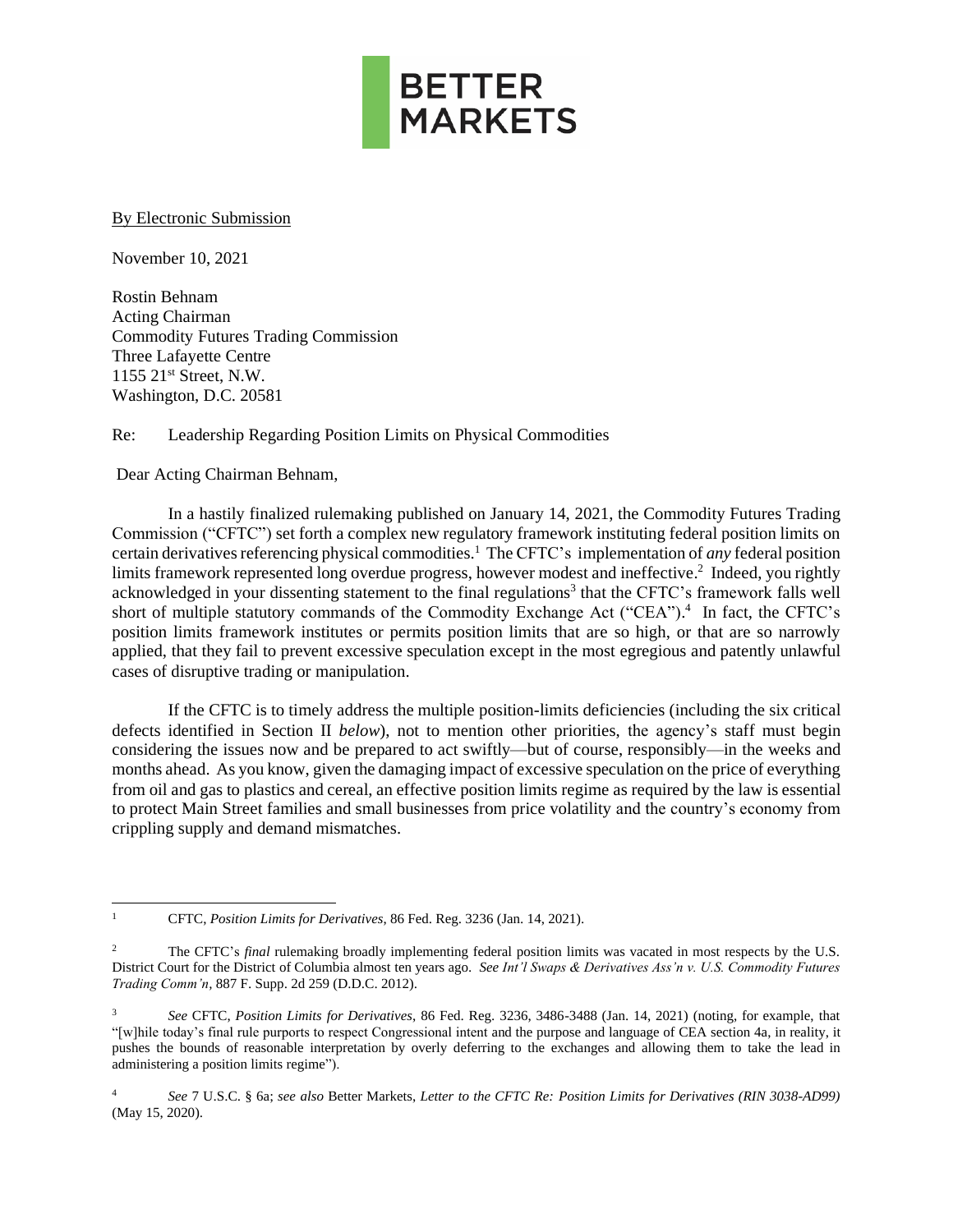BETTER MARKETS

By Electronic Submission

November 10, 2021

Rostin Behnam
Acting Chairman
Commodity Futures Trading Commission
Three Lafayette Centre
1155 21st Street, N.W.
Washington, D.C. 20581

Re: Leadership Regarding Position Limits on Physical Commodities

Dear Acting Chairman Behnam,

In a hastily finalized rulemaking published on January 14, 2021, the Commodity Futures Trading Commission ("CFTC") set forth a complex new regulatory framework instituting federal position limits on certain derivatives referencing physical commodities.[1] The CFTC's implementation of *any* federal position limits framework represented long overdue progress, however modest and ineffective.[2] Indeed, you rightly acknowledged in your dissenting statement to the final regulations[3] that the CFTC's framework falls well short of multiple statutory commands of the Commodity Exchange Act ("CEA").[4] In fact, the CFTC's position limits framework institutes or permits position limits that are so high, or that are so narrowly applied, that they fail to prevent excessive speculation except in the most egregious and patently unlawful cases of disruptive trading or manipulation.

If the CFTC is to timely address the multiple position-limits deficiencies (including the six critical defects identified in Section II *below*), not to mention other priorities, the agency's staff must begin considering the issues now and be prepared to act swiftly—but of course, responsibly—in the weeks and months ahead. As you know, given the damaging impact of excessive speculation on the price of everything from oil and gas to plastics and cereal, an effective position limits regime as required by the law is essential to protect Main Street families and small businesses from price volatility and the country's economy from crippling supply and demand mismatches.

---

[1] CFTC, *Position Limits for Derivatives*, 86 Fed. Reg. 3236 (Jan. 14, 2021).

[2] The CFTC's *final* rulemaking broadly implementing federal position limits was vacated in most respects by the U.S. District Court for the District of Columbia almost ten years ago. *See Int'l Swaps & Derivatives Ass'n v. U.S. Commodity Futures Trading Comm'n*, 887 F. Supp. 2d 259 (D.D.C. 2012).

[3] *See* CFTC, *Position Limits for Derivatives*, 86 Fed. Reg. 3236, 3486-3488 (Jan. 14, 2021) (noting, for example, that "[w]hile today's final rule purports to respect Congressional intent and the purpose and language of CEA section 4a, in reality, it pushes the bounds of reasonable interpretation by overly deferring to the exchanges and allowing them to take the lead in administering a position limits regime").

[4] *See* 7 U.S.C. § 6a; *see also* Better Markets, *Letter to the CFTC Re: Position Limits for Derivatives (RIN 3038-AD99)* (May 15, 2020).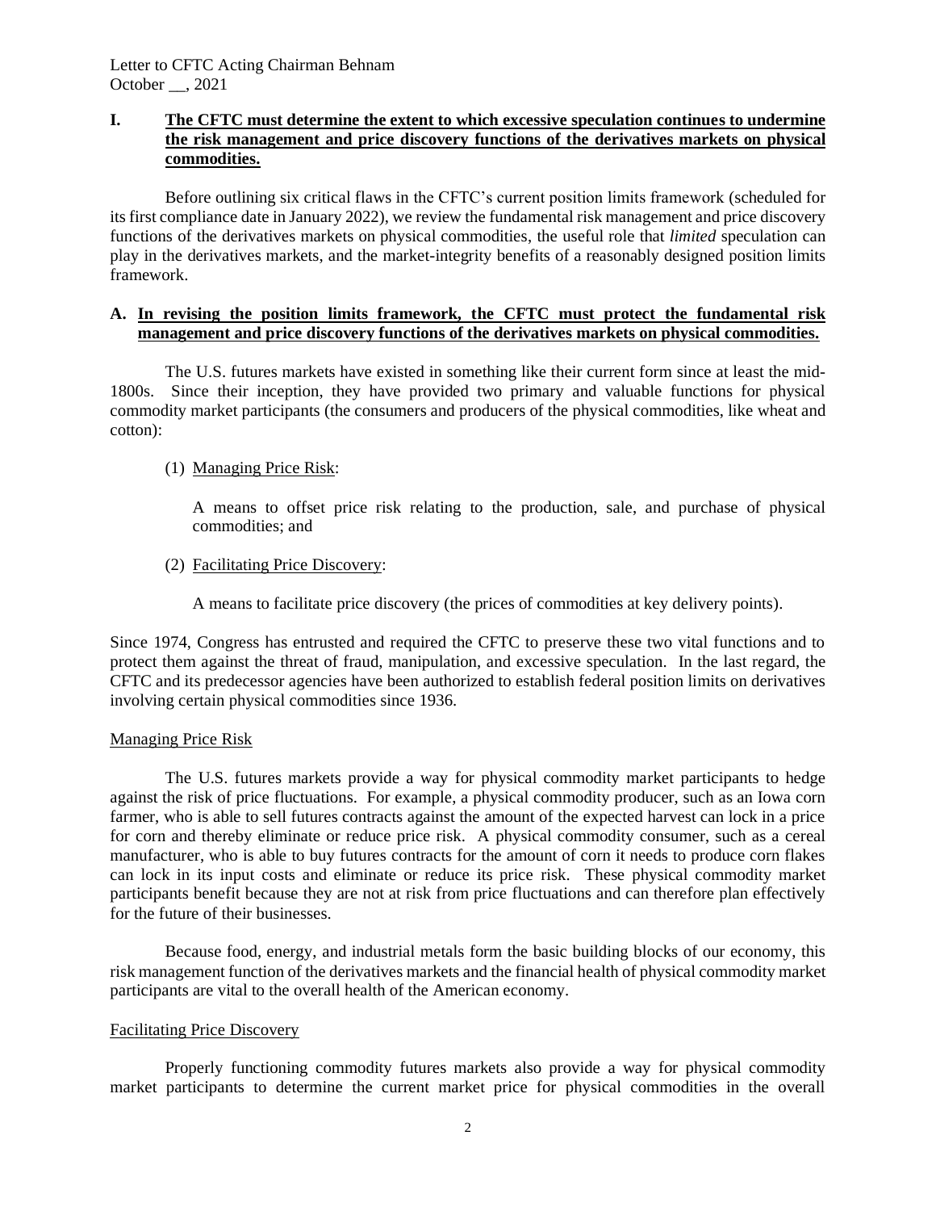## I. **The CFTC must determine the extent to which excessive speculation continues to undermine the risk management and price discovery functions of the derivatives markets on physical commodities.**

Before outlining six critical flaws in the CFTC's current position limits framework (scheduled for its first compliance date in January 2022), we review the fundamental risk management and price discovery functions of the derivatives markets on physical commodities, the useful role that *limited* speculation can play in the derivatives markets, and the market-integrity benefits of a reasonably designed position limits framework.

### A. **In revising the position limits framework, the CFTC must protect the fundamental risk management and price discovery functions of the derivatives markets on physical commodities.**

The U.S. futures markets have existed in something like their current form since at least the mid-1800s. Since their inception, they have provided two primary and valuable functions for physical commodity market participants (the consumers and producers of the physical commodities, like wheat and cotton):

(1) Managing Price Risk:

A means to offset price risk relating to the production, sale, and purchase of physical commodities; and

(2) Facilitating Price Discovery:

A means to facilitate price discovery (the prices of commodities at key delivery points).

Since 1974, Congress has entrusted and required the CFTC to preserve these two vital functions and to protect them against the threat of fraud, manipulation, and excessive speculation. In the last regard, the CFTC and its predecessor agencies have been authorized to establish federal position limits on derivatives involving certain physical commodities since 1936.

Managing Price Risk

The U.S. futures markets provide a way for physical commodity market participants to hedge against the risk of price fluctuations. For example, a physical commodity producer, such as an Iowa corn farmer, who is able to sell futures contracts against the amount of the expected harvest can lock in a price for corn and thereby eliminate or reduce price risk. A physical commodity consumer, such as a cereal manufacturer, who is able to buy futures contracts for the amount of corn it needs to produce corn flakes can lock in its input costs and eliminate or reduce its price risk. These physical commodity market participants benefit because they are not at risk from price fluctuations and can therefore plan effectively for the future of their businesses.

Because food, energy, and industrial metals form the basic building blocks of our economy, this risk management function of the derivatives markets and the financial health of physical commodity market participants are vital to the overall health of the American economy.

Facilitating Price Discovery

Properly functioning commodity futures markets also provide a way for physical commodity market participants to determine the current market price for physical commodities in the overall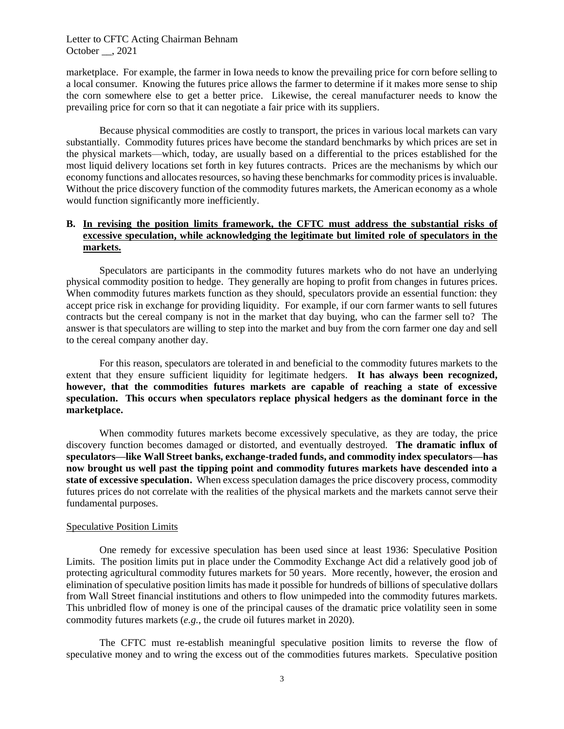marketplace. For example, the farmer in Iowa needs to know the prevailing price for corn before selling to a local consumer. Knowing the futures price allows the farmer to determine if it makes more sense to ship the corn somewhere else to get a better price. Likewise, the cereal manufacturer needs to know the prevailing price for corn so that it can negotiate a fair price with its suppliers.

Because physical commodities are costly to transport, the prices in various local markets can vary substantially. Commodity futures prices have become the standard benchmarks by which prices are set in the physical markets—which, today, are usually based on a differential to the prices established for the most liquid delivery locations set forth in key futures contracts. Prices are the mechanisms by which our economy functions and allocates resources, so having these benchmarks for commodity prices is invaluable. Without the price discovery function of the commodity futures markets, the American economy as a whole would function significantly more inefficiently.

### B. <u>In revising the position limits framework, the CFTC must address the substantial risks of excessive speculation, while acknowledging the legitimate but limited role of speculators in the markets.</u>

Speculators are participants in the commodity futures markets who do not have an underlying physical commodity position to hedge. They generally are hoping to profit from changes in futures prices. When commodity futures markets function as they should, speculators provide an essential function: they accept price risk in exchange for providing liquidity. For example, if our corn farmer wants to sell futures contracts but the cereal company is not in the market that day buying, who can the farmer sell to? The answer is that speculators are willing to step into the market and buy from the corn farmer one day and sell to the cereal company another day.

For this reason, speculators are tolerated in and beneficial to the commodity futures markets to the extent that they ensure sufficient liquidity for legitimate hedgers. **It has always been recognized, however, that the commodities futures markets are capable of reaching a state of excessive speculation. This occurs when speculators replace physical hedgers as the dominant force in the marketplace.**

When commodity futures markets become excessively speculative, as they are today, the price discovery function becomes damaged or distorted, and eventually destroyed. **The dramatic influx of speculators—like Wall Street banks, exchange-traded funds, and commodity index speculators—has now brought us well past the tipping point and commodity futures markets have descended into a state of excessive speculation.** When excess speculation damages the price discovery process, commodity futures prices do not correlate with the realities of the physical markets and the markets cannot serve their fundamental purposes.

<u>Speculative Position Limits</u>

One remedy for excessive speculation has been used since at least 1936: Speculative Position Limits. The position limits put in place under the Commodity Exchange Act did a relatively good job of protecting agricultural commodity futures markets for 50 years. More recently, however, the erosion and elimination of speculative position limits has made it possible for hundreds of billions of speculative dollars from Wall Street financial institutions and others to flow unimpeded into the commodity futures markets. This unbridled flow of money is one of the principal causes of the dramatic price volatility seen in some commodity futures markets (*e.g.*, the crude oil futures market in 2020).

The CFTC must re-establish meaningful speculative position limits to reverse the flow of speculative money and to wring the excess out of the commodities futures markets. Speculative position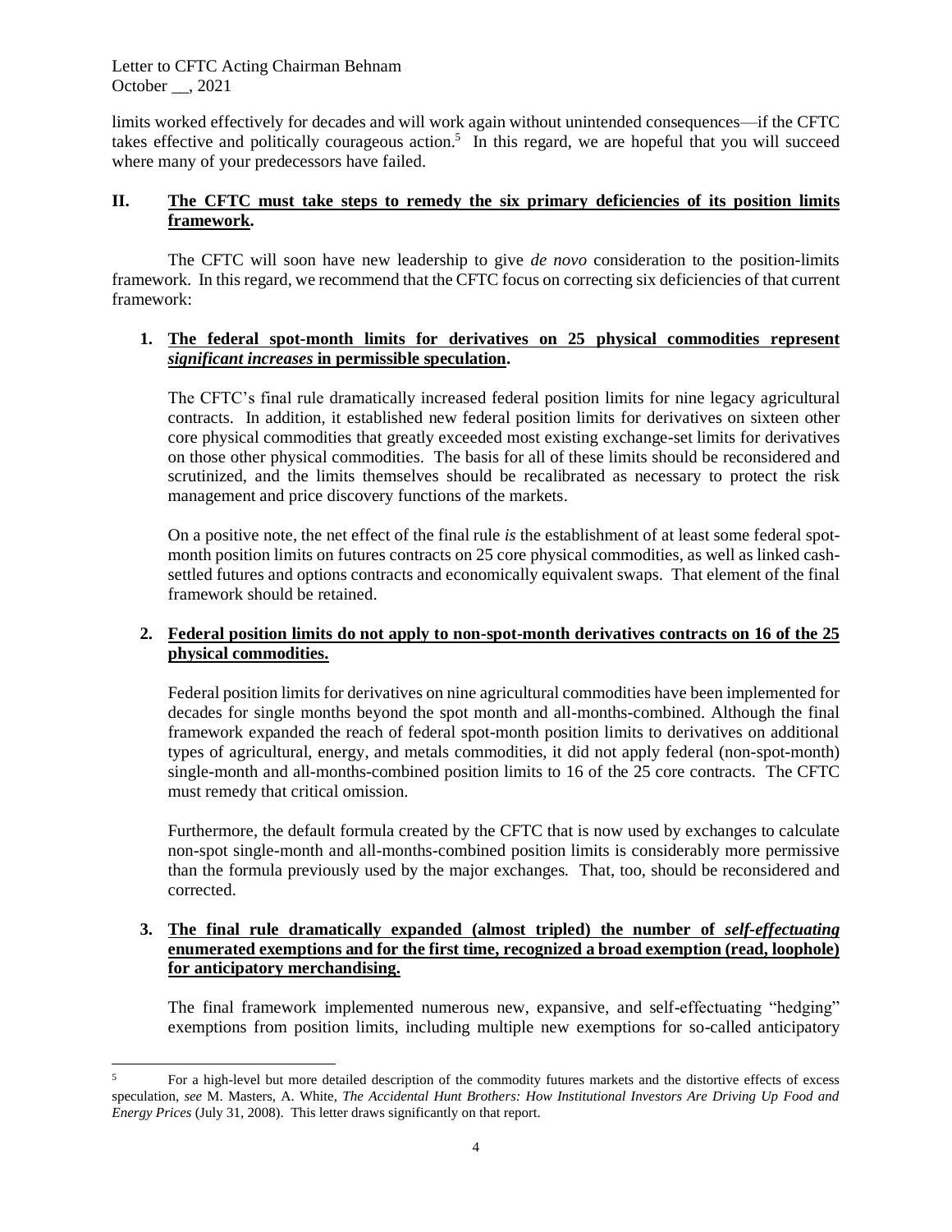limits worked effectively for decades and will work again without unintended consequences—if the CFTC takes effective and politically courageous action.[5] In this regard, we are hopeful that you will succeed where many of your predecessors have failed.

## II. <u>The CFTC must take steps to remedy the six primary deficiencies of its position limits framework.</u>

The CFTC will soon have new leadership to give *de novo* consideration to the position-limits framework. In this regard, we recommend that the CFTC focus on correcting six deficiencies of that current framework:

### 1. <u>The federal spot-month limits for derivatives on 25 physical commodities represent *significant increases* in permissible speculation.</u>

The CFTC's final rule dramatically increased federal position limits for nine legacy agricultural contracts. In addition, it established new federal position limits for derivatives on sixteen other core physical commodities that greatly exceeded most existing exchange-set limits for derivatives on those other physical commodities. The basis for all of these limits should be reconsidered and scrutinized, and the limits themselves should be recalibrated as necessary to protect the risk management and price discovery functions of the markets.

On a positive note, the net effect of the final rule *is* the establishment of at least some federal spot-month position limits on futures contracts on 25 core physical commodities, as well as linked cash-settled futures and options contracts and economically equivalent swaps. That element of the final framework should be retained.

### 2. <u>Federal position limits do not apply to non-spot-month derivatives contracts on 16 of the 25 physical commodities.</u>

Federal position limits for derivatives on nine agricultural commodities have been implemented for decades for single months beyond the spot month and all-months-combined. Although the final framework expanded the reach of federal spot-month position limits to derivatives on additional types of agricultural, energy, and metals commodities, it did not apply federal (non-spot-month) single-month and all-months-combined position limits to 16 of the 25 core contracts. The CFTC must remedy that critical omission.

Furthermore, the default formula created by the CFTC that is now used by exchanges to calculate non-spot single-month and all-months-combined position limits is considerably more permissive than the formula previously used by the major exchanges. That, too, should be reconsidered and corrected.

### 3. <u>The final rule dramatically expanded (almost tripled) the number of *self-effectuating* enumerated exemptions and for the first time, recognized a broad exemption (read, loophole) for anticipatory merchandising.</u>

The final framework implemented numerous new, expansive, and self-effectuating "hedging" exemptions from position limits, including multiple new exemptions for so-called anticipatory

---

[5] For a high-level but more detailed description of the commodity futures markets and the distortive effects of excess speculation, *see* M. Masters, A. White, *The Accidental Hunt Brothers: How Institutional Investors Are Driving Up Food and Energy Prices* (July 31, 2008). This letter draws significantly on that report.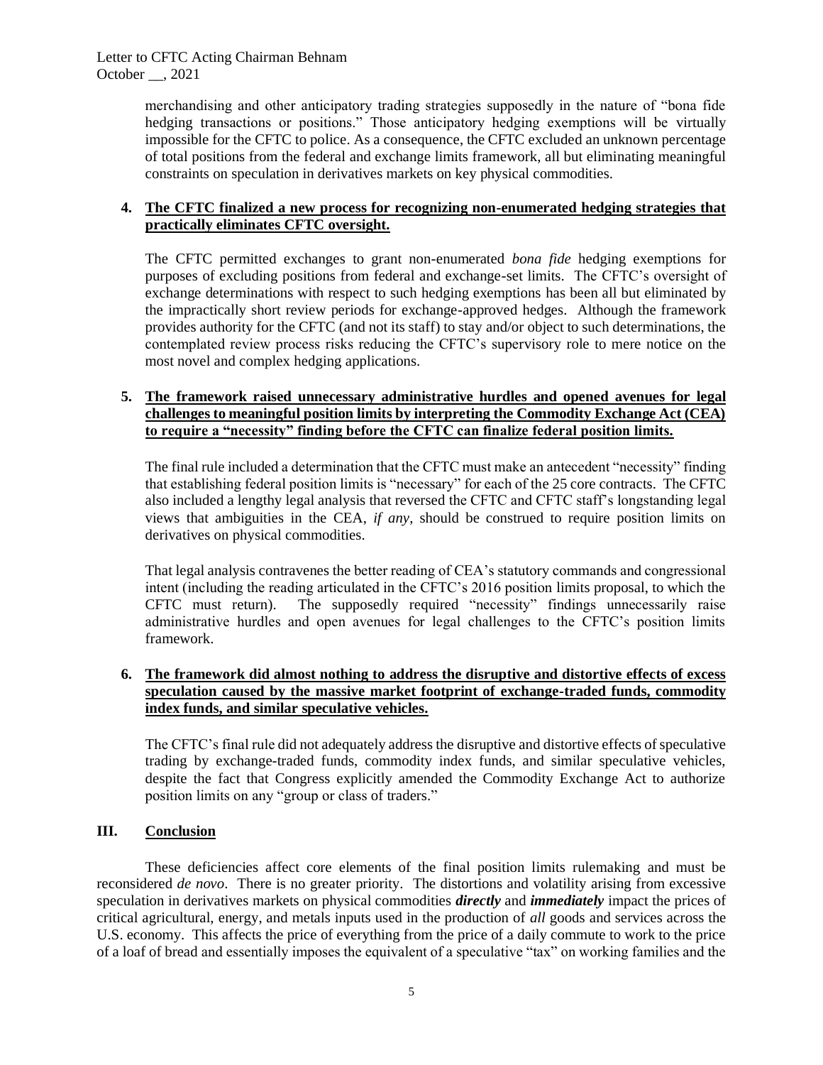merchandising and other anticipatory trading strategies supposedly in the nature of "bona fide hedging transactions or positions." Those anticipatory hedging exemptions will be virtually impossible for the CFTC to police. As a consequence, the CFTC excluded an unknown percentage of total positions from the federal and exchange limits framework, all but eliminating meaningful constraints on speculation in derivatives markets on key physical commodities.

4. **The CFTC finalized a new process for recognizing non-enumerated hedging strategies that practically eliminates CFTC oversight.**

   The CFTC permitted exchanges to grant non-enumerated *bona fide* hedging exemptions for purposes of excluding positions from federal and exchange-set limits. The CFTC's oversight of exchange determinations with respect to such hedging exemptions has been all but eliminated by the impractically short review periods for exchange-approved hedges. Although the framework provides authority for the CFTC (and not its staff) to stay and/or object to such determinations, the contemplated review process risks reducing the CFTC's supervisory role to mere notice on the most novel and complex hedging applications.

5. **The framework raised unnecessary administrative hurdles and opened avenues for legal challenges to meaningful position limits by interpreting the Commodity Exchange Act (CEA) to require a "necessity" finding before the CFTC can finalize federal position limits.**

   The final rule included a determination that the CFTC must make an antecedent "necessity" finding that establishing federal position limits is "necessary" for each of the 25 core contracts. The CFTC also included a lengthy legal analysis that reversed the CFTC and CFTC staff's longstanding legal views that ambiguities in the CEA, *if any*, should be construed to require position limits on derivatives on physical commodities.

   That legal analysis contravenes the better reading of CEA's statutory commands and congressional intent (including the reading articulated in the CFTC's 2016 position limits proposal, to which the CFTC must return). The supposedly required "necessity" findings unnecessarily raise administrative hurdles and open avenues for legal challenges to the CFTC's position limits framework.

6. **The framework did almost nothing to address the disruptive and distortive effects of excess speculation caused by the massive market footprint of exchange-traded funds, commodity index funds, and similar speculative vehicles.**

   The CFTC's final rule did not adequately address the disruptive and distortive effects of speculative trading by exchange-traded funds, commodity index funds, and similar speculative vehicles, despite the fact that Congress explicitly amended the Commodity Exchange Act to authorize position limits on any "group or class of traders."

## III. Conclusion

These deficiencies affect core elements of the final position limits rulemaking and must be reconsidered *de novo*. There is no greater priority. The distortions and volatility arising from excessive speculation in derivatives markets on physical commodities ***directly*** and ***immediately*** impact the prices of critical agricultural, energy, and metals inputs used in the production of *all* goods and services across the U.S. economy. This affects the price of everything from the price of a daily commute to work to the price of a loaf of bread and essentially imposes the equivalent of a speculative "tax" on working families and the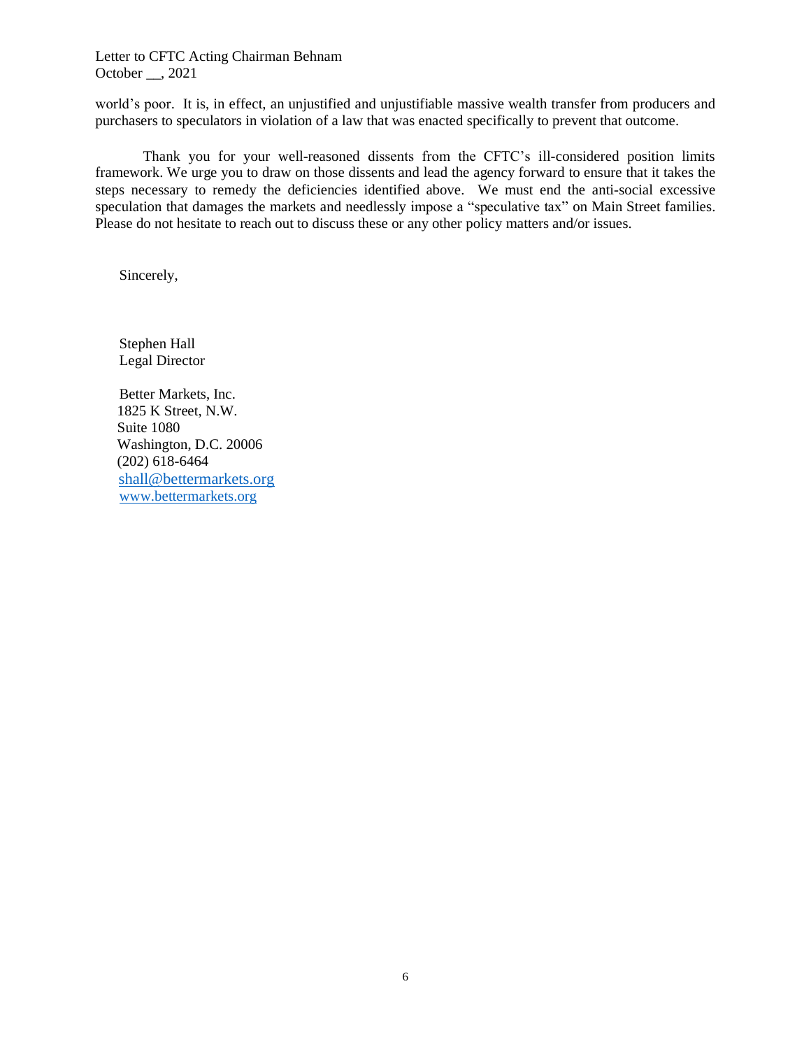world's poor. It is, in effect, an unjustified and unjustifiable massive wealth transfer from producers and purchasers to speculators in violation of a law that was enacted specifically to prevent that outcome.

Thank you for your well-reasoned dissents from the CFTC's ill-considered position limits framework. We urge you to draw on those dissents and lead the agency forward to ensure that it takes the steps necessary to remedy the deficiencies identified above. We must end the anti-social excessive speculation that damages the markets and needlessly impose a "speculative tax" on Main Street families. Please do not hesitate to reach out to discuss these or any other policy matters and/or issues.

Sincerely,

Stephen Hall
Legal Director

Better Markets, Inc.
1825 K Street, N.W.
Suite 1080
Washington, D.C. 20006
(202) 618-6464
shall@bettermarkets.org
www.bettermarkets.org